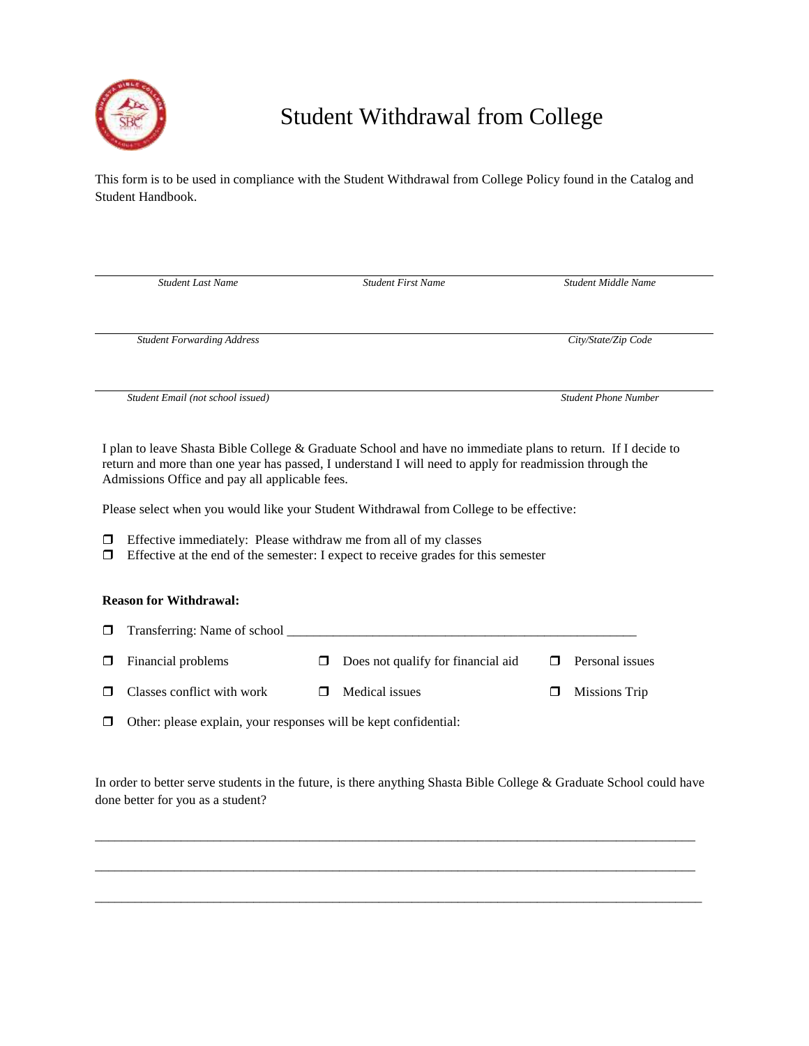# Student Withdrawal from College

This form is to be used in compliance with the Student Withdrawal from College Policy found in the Catalog and Student Handbook.

| *Student Last Name* | *Student First Name* | *Student Middle Name* |
|---|---|---|

| *Student Forwarding Address* | *City/State/Zip Code* |
|---|---|

| *Student Email (not school issued)* | *Student Phone Number* |
|---|---|

I plan to leave Shasta Bible College & Graduate School and have no immediate plans to return. If I decide to return and more than one year has passed, I understand I will need to apply for readmission through the Admissions Office and pay all applicable fees.

Please select when you would like your Student Withdrawal from College to be effective:

- ❒ Effective immediately: Please withdraw me from all of my classes
- ❒ Effective at the end of the semester: I expect to receive grades for this semester

**Reason for Withdrawal:**

- ❒ Transferring: Name of school _______________________________________________________
- ❒ Financial problems
- ❒ Does not qualify for financial aid
- ❒ Personal issues
- ❒ Classes conflict with work
- ❒ Medical issues
- ❒ Missions Trip
- ❒ Other: please explain, your responses will be kept confidential:

In order to better serve students in the future, is there anything Shasta Bible College & Graduate School could have done better for you as a student?

______________________________________________________________________________________________

______________________________________________________________________________________________

______________________________________________________________________________________________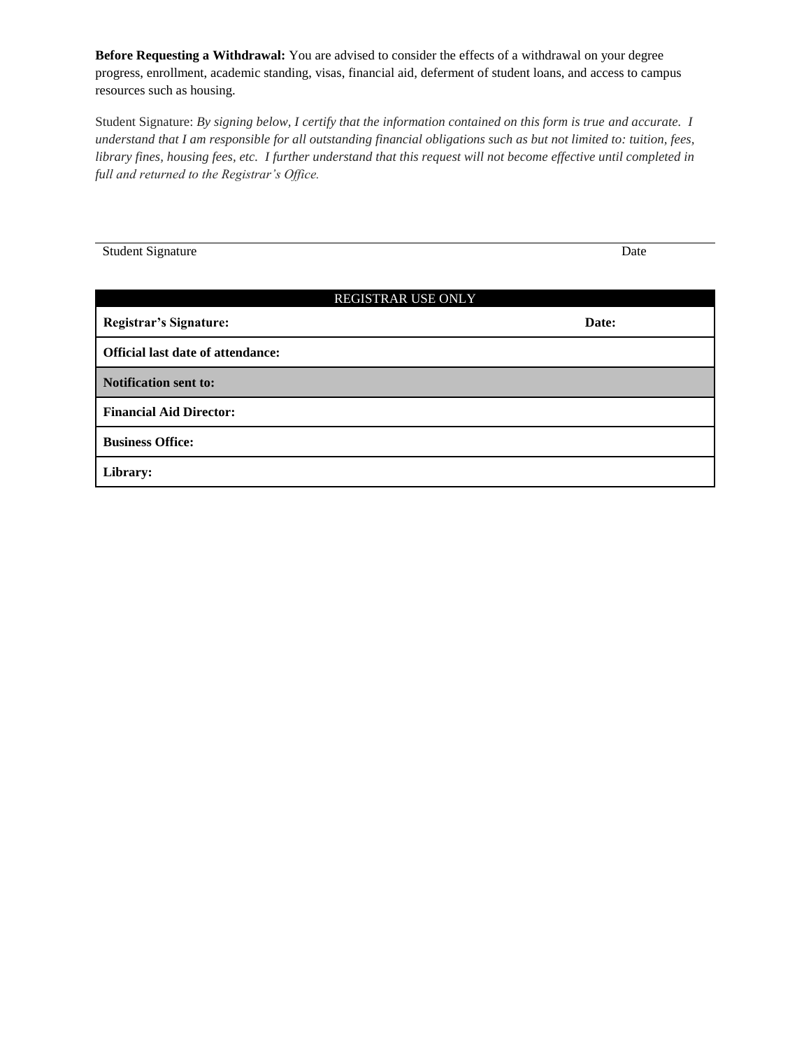**Before Requesting a Withdrawal:** You are advised to consider the effects of a withdrawal on your degree progress, enrollment, academic standing, visas, financial aid, deferment of student loans, and access to campus resources such as housing.

Student Signature: *By signing below, I certify that the information contained on this form is true and accurate. I understand that I am responsible for all outstanding financial obligations such as but not limited to: tuition, fees, library fines, housing fees, etc. I further understand that this request will not become effective until completed in full and returned to the Registrar's Office.*

\_\_\_\_\_\_\_\_\_\_\_\_\_\_\_\_\_\_\_\_\_\_\_\_\_\_\_\_\_\_\_\_\_\_\_\_\_\_\_\_\_\_\_\_\_\_\_\_\_\_\_\_\_\_\_\_\_\_\_\_

Student Signature  Date

| REGISTRAR USE ONLY | |
|---|---|
| **Registrar's Signature:** | **Date:** |
| **Official last date of attendance:** | |
| **Notification sent to:** | |
| **Financial Aid Director:** | |
| **Business Office:** | |
| **Library:** | |